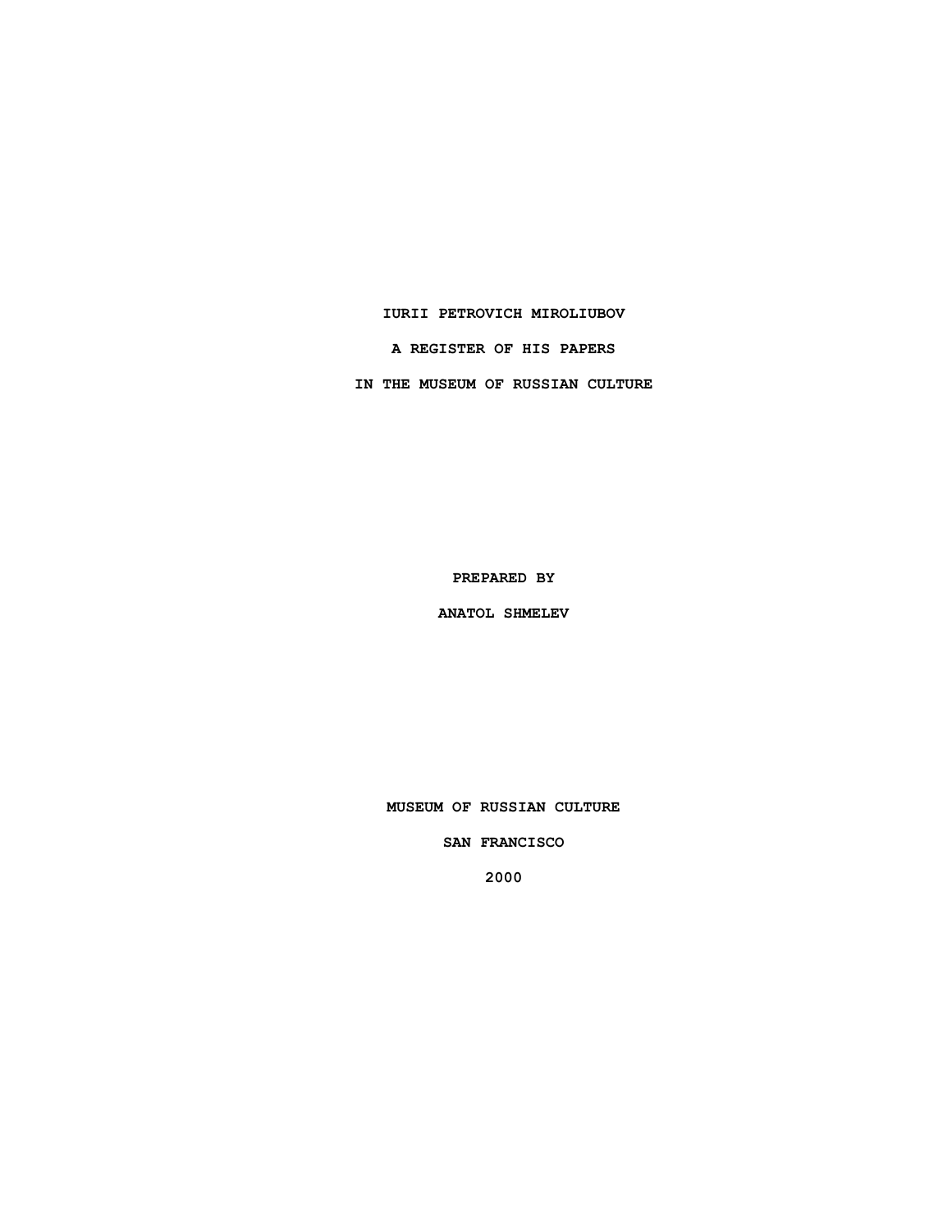# IURII PETROVICH MIROLIUBOV

# A REGISTER OF HIS PAPERS

# IN THE MUSEUM OF RUSSIAN CULTURE

**PREPARED BY**

**ANATOL SHMELEV**

**MUSEUM OF RUSSIAN CULTURE**

**SAN FRANCISCO**

**2000**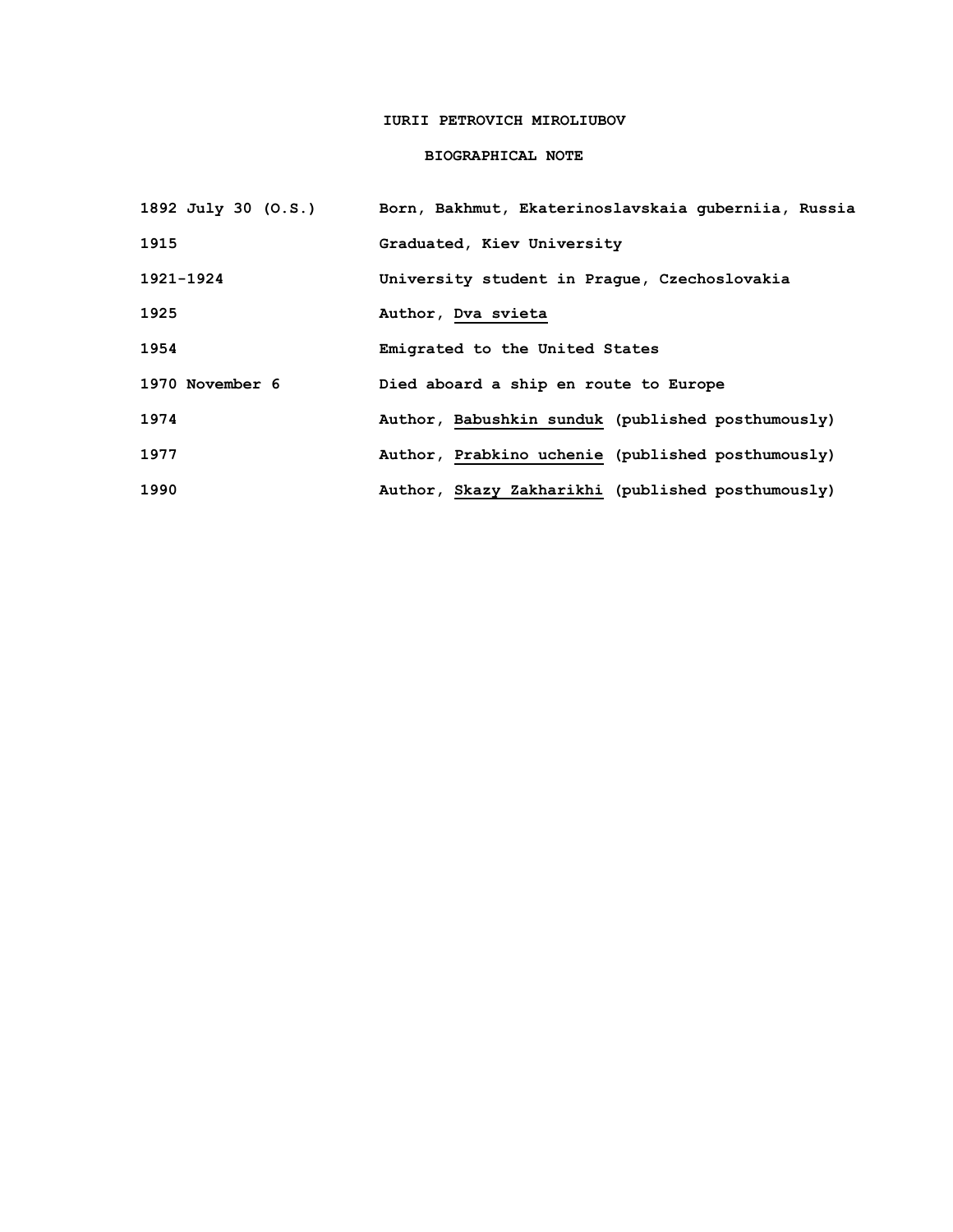# IURII PETROVICH MIROLIUBOV

## BIOGRAPHICAL NOTE

| | |
|---|---|
| 1892 July 30 (O.S.) | Born, Bakhmut, Ekaterinoslavskaia guberniia, Russia |
| 1915 | Graduated, Kiev University |
| 1921-1924 | University student in Prague, Czechoslovakia |
| 1925 | Author, Dva svieta |
| 1954 | Emigrated to the United States |
| 1970 November 6 | Died aboard a ship en route to Europe |
| 1974 | Author, Babushkin sunduk (published posthumously) |
| 1977 | Author, Prabkino uchenie (published posthumously) |
| 1990 | Author, Skazy Zakharikhi (published posthumously) |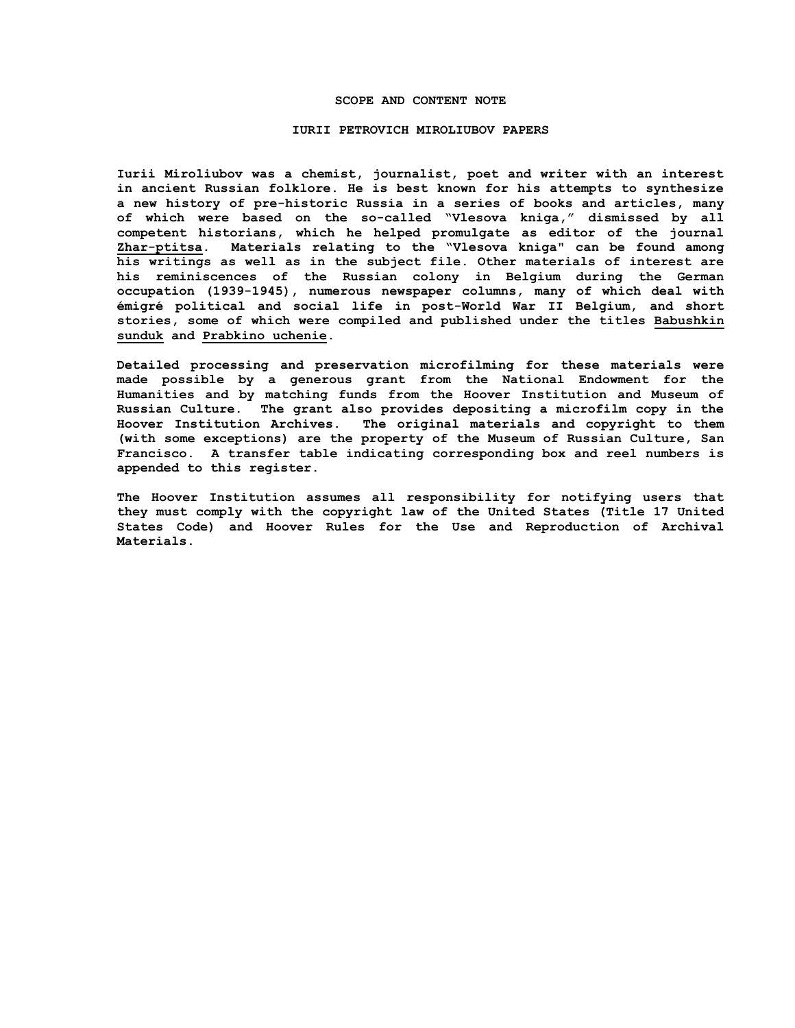## SCOPE AND CONTENT NOTE

## IURII PETROVICH MIROLIUBOV PAPERS

**Iurii Miroliubov was a chemist, journalist, poet and writer with an interest in ancient Russian folklore. He is best known for his attempts to synthesize a new history of pre-historic Russia in a series of books and articles, many of which were based on the so-called "Vlesova kniga," dismissed by all competent historians, which he helped promulgate as editor of the journal Zhar-ptitsa. Materials relating to the "Vlesova kniga" can be found among his writings as well as in the subject file. Other materials of interest are his reminiscences of the Russian colony in Belgium during the German occupation (1939-1945), numerous newspaper columns, many of which deal with émigré political and social life in post-World War II Belgium, and short stories, some of which were compiled and published under the titles Babushkin sunduk and Prabkino uchenie.**

**Detailed processing and preservation microfilming for these materials were made possible by a generous grant from the National Endowment for the Humanities and by matching funds from the Hoover Institution and Museum of Russian Culture. The grant also provides depositing a microfilm copy in the Hoover Institution Archives. The original materials and copyright to them (with some exceptions) are the property of the Museum of Russian Culture, San Francisco. A transfer table indicating corresponding box and reel numbers is appended to this register.**

**The Hoover Institution assumes all responsibility for notifying users that they must comply with the copyright law of the United States (Title 17 United States Code) and Hoover Rules for the Use and Reproduction of Archival Materials.**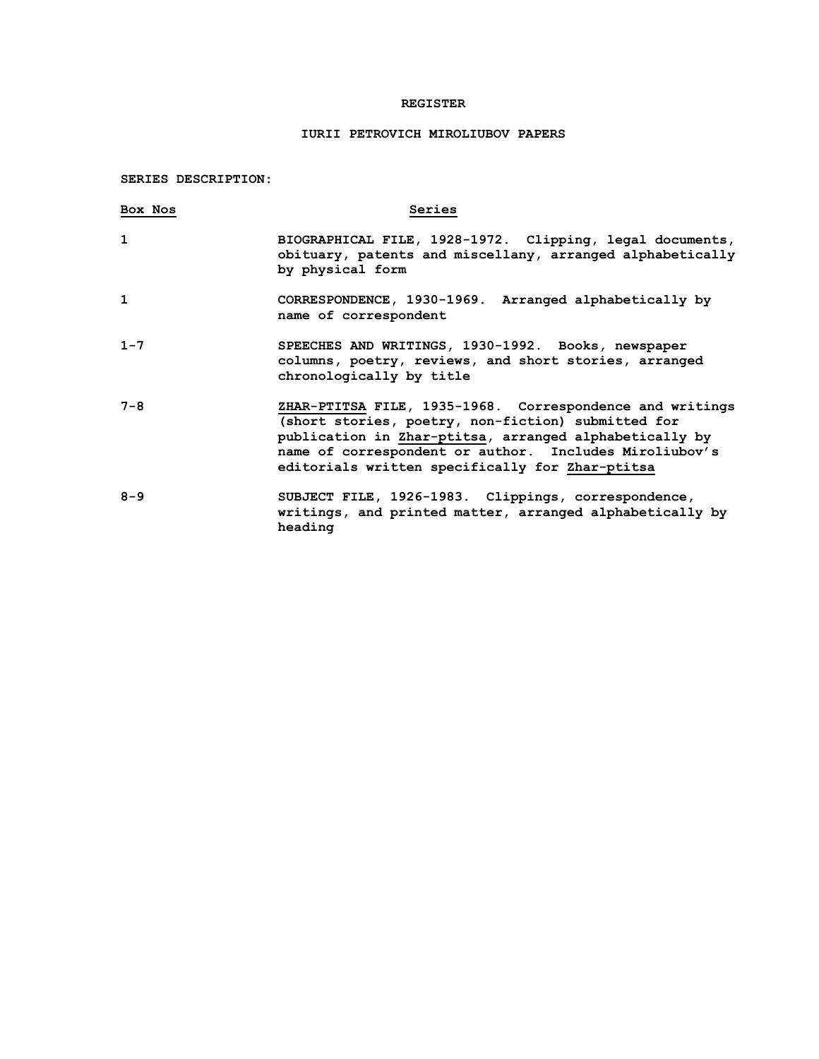# REGISTER

## IURII PETROVICH MIROLIUBOV PAPERS

**SERIES DESCRIPTION:**

| Box Nos | Series |
|---|---|
| 1 | BIOGRAPHICAL FILE, 1928-1972. Clipping, legal documents, obituary, patents and miscellany, arranged alphabetically by physical form |
| 1 | CORRESPONDENCE, 1930-1969. Arranged alphabetically by name of correspondent |
| 1-7 | SPEECHES AND WRITINGS, 1930-1992. Books, newspaper columns, poetry, reviews, and short stories, arranged chronologically by title |
| 7-8 | ZHAR-PTITSA FILE, 1935-1968. Correspondence and writings (short stories, poetry, non-fiction) submitted for publication in Zhar-ptitsa, arranged alphabetically by name of correspondent or author. Includes Miroliubov's editorials written specifically for Zhar-ptitsa |
| 8-9 | SUBJECT FILE, 1926-1983. Clippings, correspondence, writings, and printed matter, arranged alphabetically by heading |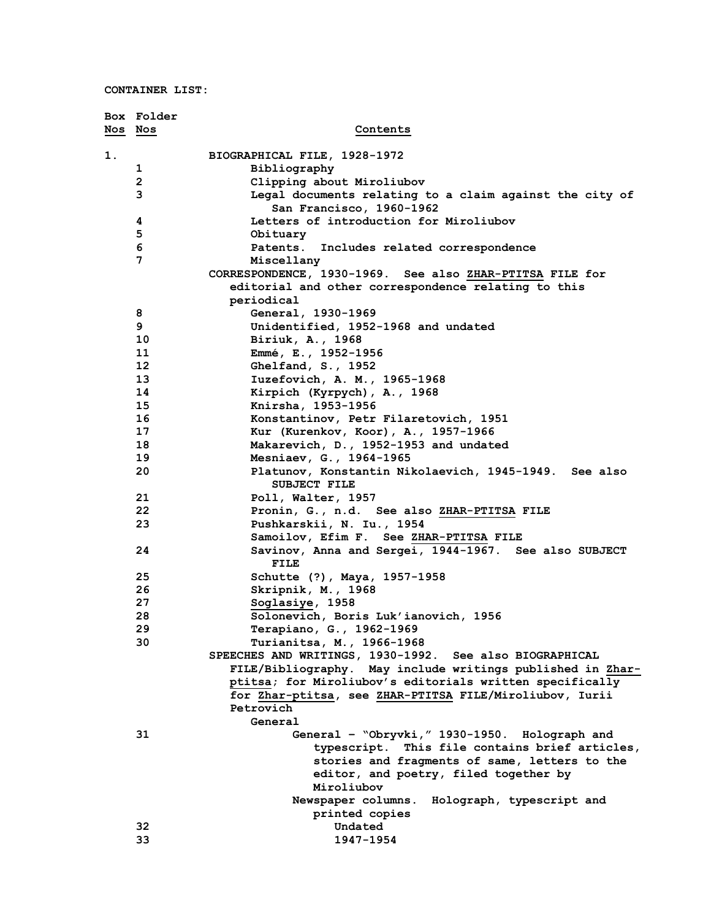**CONTAINER LIST:**

| Box Nos | Folder Nos | Contents |
|---|---|---|
| 1. | | BIOGRAPHICAL FILE, 1928-1972 |
| | 1 | Bibliography |
| | 2 | Clipping about Miroliubov |
| | 3 | Legal documents relating to a claim against the city of San Francisco, 1960-1962 |
| | 4 | Letters of introduction for Miroliubov |
| | 5 | Obituary |
| | 6 | Patents. Includes related correspondence |
| | 7 | Miscellany |
| | | CORRESPONDENCE, 1930-1969. See also ZHAR-PTITSA FILE for editorial and other correspondence relating to this periodical |
| | 8 | General, 1930-1969 |
| | 9 | Unidentified, 1952-1968 and undated |
| | 10 | Biriuk, A., 1968 |
| | 11 | Emmé, E., 1952-1956 |
| | 12 | Ghelfand, S., 1952 |
| | 13 | Iuzefovich, A. M., 1965-1968 |
| | 14 | Kirpich (Kyrpych), A., 1968 |
| | 15 | Knirsha, 1953-1956 |
| | 16 | Konstantinov, Petr Filaretovich, 1951 |
| | 17 | Kur (Kurenkov, Koor), A., 1957-1966 |
| | 18 | Makarevich, D., 1952-1953 and undated |
| | 19 | Mesniaev, G., 1964-1965 |
| | 20 | Platunov, Konstantin Nikolaevich, 1945-1949. See also SUBJECT FILE |
| | 21 | Poll, Walter, 1957 |
| | 22 | Pronin, G., n.d. See also ZHAR-PTITSA FILE |
| | 23 | Pushkarskii, N. Iu., 1954 |
| | | Samoilov, Efim F. See ZHAR-PTITSA FILE |
| | 24 | Savinov, Anna and Sergei, 1944-1967. See also SUBJECT FILE |
| | 25 | Schutte (?), Maya, 1957-1958 |
| | 26 | Skripnik, M., 1968 |
| | 27 | Soglasiye, 1958 |
| | 28 | Solonevich, Boris Luk'ianovich, 1956 |
| | 29 | Terapiano, G., 1962-1969 |
| | 30 | Turianitsa, M., 1966-1968 |
| | | SPEECHES AND WRITINGS, 1930-1992. See also BIOGRAPHICAL FILE/Bibliography. May include writings published in Zhar-ptitsa; for Miroliubov's editorials written specifically for Zhar-ptitsa, see ZHAR-PTITSA FILE/Miroliubov, Iurii Petrovich |
| | | General |
| | 31 | General – "Obryvki," 1930-1950. Holograph and typescript. This file contains brief articles, stories and fragments of same, letters to the editor, and poetry, filed together by Miroliubov |
| | | Newspaper columns. Holograph, typescript and printed copies |
| | 32 | Undated |
| | 33 | 1947-1954 |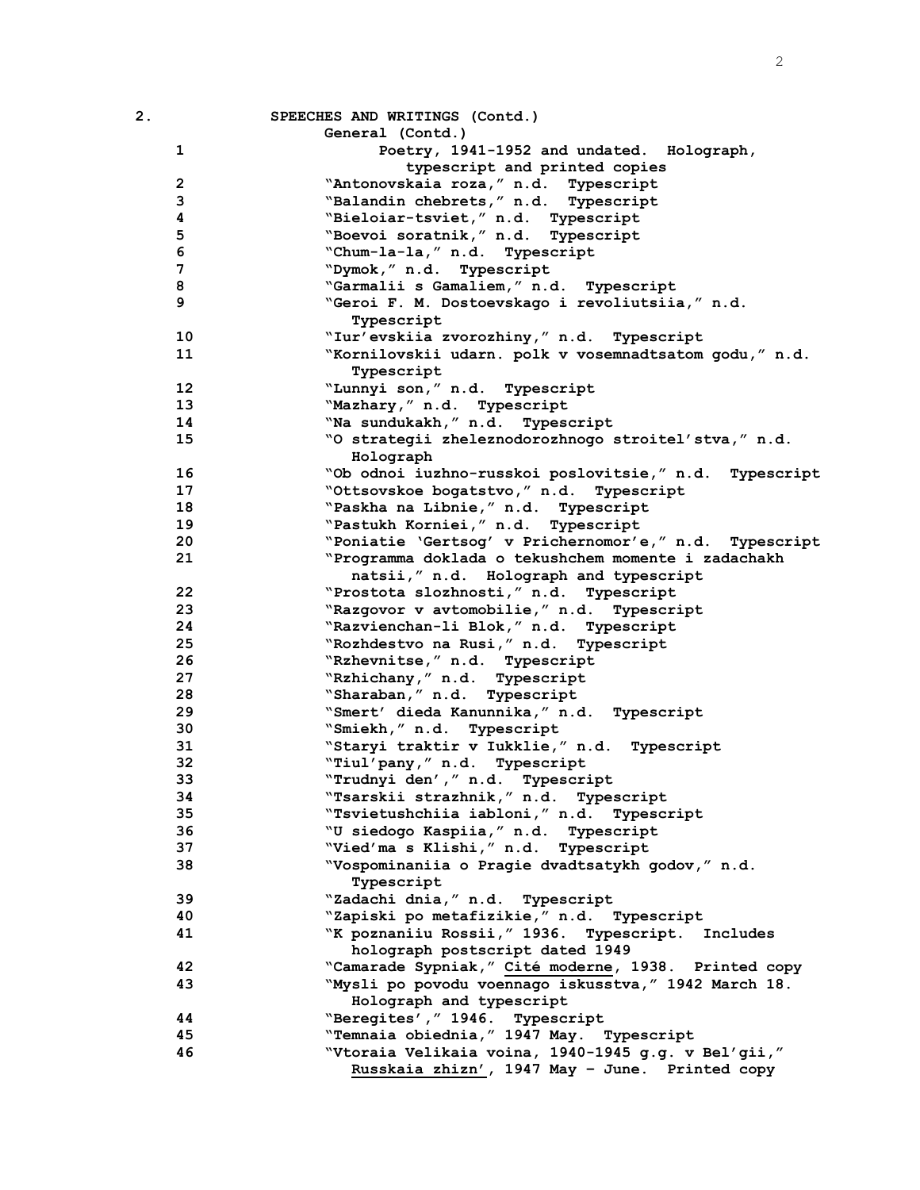**2. SPEECHES AND WRITINGS (Contd.)**

**General (Contd.)**

| | |
|---|---|
| **1** | **Poetry, 1941-1952 and undated. Holograph, typescript and printed copies** |
| **2** | **“Antonovskaia roza,” n.d. Typescript** |
| **3** | **“Balandin chebrets,” n.d. Typescript** |
| **4** | **“Bieloiar-tsviet,” n.d. Typescript** |
| **5** | **“Boevoi soratnik,” n.d. Typescript** |
| **6** | **“Chum-la-la,” n.d. Typescript** |
| **7** | **“Dymok,” n.d. Typescript** |
| **8** | **“Garmalii s Gamaliem,” n.d. Typescript** |
| **9** | **“Geroi F. M. Dostoevskago i revoliutsiia,” n.d. Typescript** |
| **10** | **“Iur’evskiia zvorozhiny,” n.d. Typescript** |
| **11** | **“Kornilovskii udarn. polk v vosemnadtsatom godu,” n.d. Typescript** |
| **12** | **“Lunnyi son,” n.d. Typescript** |
| **13** | **“Mazhary,” n.d. Typescript** |
| **14** | **“Na sundukakh,” n.d. Typescript** |
| **15** | **“O strategii zheleznodorozhnogo stroitel’stva,” n.d. Holograph** |
| **16** | **“Ob odnoi iuzhno-russkoi poslovitsie,” n.d. Typescript** |
| **17** | **“Ottsovskoe bogatstvo,” n.d. Typescript** |
| **18** | **“Paskha na Libniei,” n.d. Typescript** |
| **19** | **“Pastukh Korniei,” n.d. Typescript** |
| **20** | **“Poniatie ‘Gertsog’ v Prichernomor’e,” n.d. Typescript** |
| **21** | **“Programma doklada o tekushchem momente i zadachakh natsii,” n.d. Holograph and typescript** |
| **22** | **“Prostota slozhnosti,” n.d. Typescript** |
| **23** | **“Razgovor v avtomobilie,” n.d. Typescript** |
| **24** | **“Razvienchan-li Blok,” n.d. Typescript** |
| **25** | **“Rozhdestvo na Rusi,” n.d. Typescript** |
| **26** | **“Rzhevnitse,” n.d. Typescript** |
| **27** | **“Rzhichany,” n.d. Typescript** |
| **28** | **“Sharaban,” n.d. Typescript** |
| **29** | **“Smert’ dieda Kanunnika,” n.d. Typescript** |
| **30** | **“Smiekh,” n.d. Typescript** |
| **31** | **“Staryi traktir v Iukklie,” n.d. Typescript** |
| **32** | **“Tiul’pany,” n.d. Typescript** |
| **33** | **“Trudnyi den’,” n.d. Typescript** |
| **34** | **“Tsarskii strazhnik,” n.d. Typescript** |
| **35** | **“Tsvietushchiia iabloni,” n.d. Typescript** |
| **36** | **“U siedogo Kaspiia,” n.d. Typescript** |
| **37** | **“Vied’ma s Klishi,” n.d. Typescript** |
| **38** | **“Vospominaniia o Pragie dvadtsatykh godov,” n.d. Typescript** |
| **39** | **“Zadachi dnia,” n.d. Typescript** |
| **40** | **“Zapiski po metafizikie,” n.d. Typescript** |
| **41** | **“K poznaniiu Rossii,” 1936. Typescript. Includes holograph postscript dated 1949** |
| **42** | **“Camarade Sypniak,” <u>Cité moderne</u>, 1938. Printed copy** |
| **43** | **“Mysli po povodu voennago iskusstva,” 1942 March 18. Holograph and typescript** |
| **44** | **“Beregites’,” 1946. Typescript** |
| **45** | **“Temnaia obiednia,” 1947 May. Typescript** |
| **46** | **“Vtoraia Velikaia voina, 1940-1945 g.g. v Bel’gii,” <u>Russkaia zhizn’</u>, 1947 May – June. Printed copy** |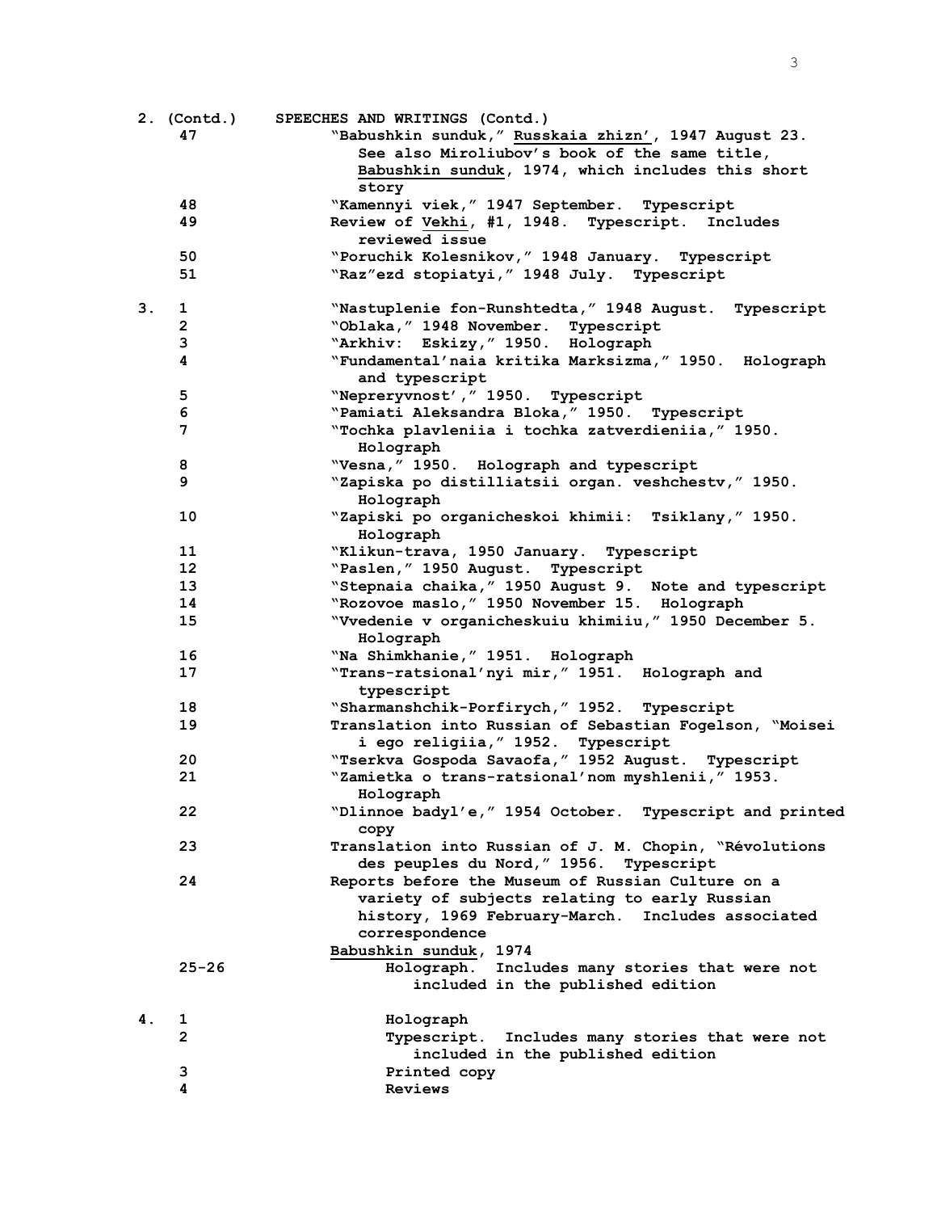| Box | Folder | Contents |
|---|---|---|
| 2. (Contd.) | | **SPEECHES AND WRITINGS (Contd.)** |
| | 47 | "Babushkin sunduk," Russkaia zhizn', 1947 August 23. See also Miroliubov's book of the same title, Babushkin sunduk, 1974, which includes this short story |
| | 48 | "Kamennyi viek," 1947 September. Typescript |
| | 49 | Review of Vekhi, #1, 1948. Typescript. Includes reviewed issue |
| | 50 | "Poruchik Kolesnikov," 1948 January. Typescript |
| | 51 | "Raz"ezd stopiatyi," 1948 July. Typescript |
| 3. | 1 | "Nastuplenie fon-Runshtedta," 1948 August. Typescript |
| | 2 | "Oblaka," 1948 November. Typescript |
| | 3 | "Arkhiv: Eskizy," 1950. Holograph |
| | 4 | "Fundamental'naia kritika Marksizma," 1950. Holograph and typescript |
| | 5 | "Nepreryvnost'," 1950. Typescript |
| | 6 | "Pamiati Aleksandra Bloka," 1950. Typescript |
| | 7 | "Tochka plavleniia i tochka zatverdieniia," 1950. Holograph |
| | 8 | "Vesna," 1950. Holograph and typescript |
| | 9 | "Zapiska po distilliatsii organ. veshchestv," 1950. Holograph |
| | 10 | "Zapiski po organicheskoi khimii: Tsiklany," 1950. Holograph |
| | 11 | "Klikun-trava, 1950 January. Typescript |
| | 12 | "Paslen," 1950 August. Typescript |
| | 13 | "Stepnaia chaika," 1950 August 9. Note and typescript |
| | 14 | "Rozovoe maslo," 1950 November 15. Holograph |
| | 15 | "Vvedenie v organicheskuiu khimiiu," 1950 December 5. Holograph |
| | 16 | "Na Shimkhanie," 1951. Holograph |
| | 17 | "Trans-ratsional'nyi mir," 1951. Holograph and typescript |
| | 18 | "Sharmanshchik-Porfirych," 1952. Typescript |
| | 19 | Translation into Russian of Sebastian Fogelson, "Moisei i ego religiia," 1952. Typescript |
| | 20 | "Tserkva Gospoda Savaofa," 1952 August. Typescript |
| | 21 | "Zamietka o trans-ratsional'nom myshlenii," 1953. Holograph |
| | 22 | "Dlinnoe badyl'e," 1954 October. Typescript and printed copy |
| | 23 | Translation into Russian of J. M. Chopin, "Révolutions des peuples du Nord," 1956. Typescript |
| | 24 | Reports before the Museum of Russian Culture on a variety of subjects relating to early Russian history, 1969 February-March. Includes associated correspondence |
| | | Babushkin sunduk, 1974 |
| | 25-26 | Holograph. Includes many stories that were not included in the published edition |
| 4. | 1 | Holograph |
| | 2 | Typescript. Includes many stories that were not included in the published edition |
| | 3 | Printed copy |
| | 4 | Reviews |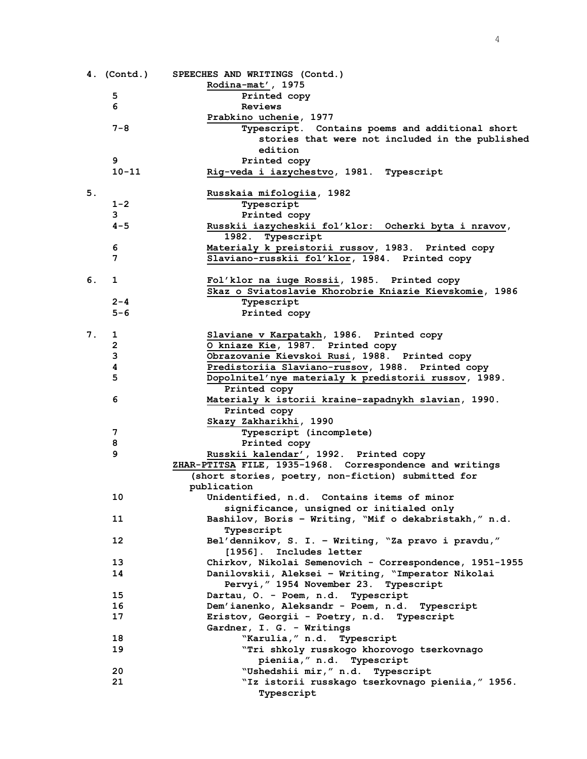| Box | Folder | Contents |
|---|---|---|
| 4. (Contd.) | | SPEECHES AND WRITINGS (Contd.) |
| | | Rodina-mat', 1975 |
| | 5 | Printed copy |
| | 6 | Reviews |
| | | Prabkino uchenie, 1977 |
| | 7-8 | Typescript. Contains poems and additional short stories that were not included in the published edition |
| | 9 | Printed copy |
| | 10-11 | Rig-veda i iazychestvo, 1981. Typescript |
| 5. | | Russkaia mifologiia, 1982 |
| | 1-2 | Typescript |
| | 3 | Printed copy |
| | 4-5 | Russkii iazycheskii fol'klor: Ocherki byta i nravov, 1982. Typescript |
| | 6 | Materialy k preistorii russov, 1983. Printed copy |
| | 7 | Slaviano-russkii fol'klor, 1984. Printed copy |
| 6. | 1 | Fol'klor na iuge Rossii, 1985. Printed copy |
| | | Skaz o Sviatoslavie Khorobrie Kniazie Kievskomie, 1986 |
| | 2-4 | Typescript |
| | 5-6 | Printed copy |
| 7. | 1 | Slaviane v Karpatakh, 1986. Printed copy |
| | 2 | O kniaze Kie, 1987. Printed copy |
| | 3 | Obrazovanie Kievskoi Rusi, 1988. Printed copy |
| | 4 | Predistoriia Slaviano-russov, 1988. Printed copy |
| | 5 | Dopolnitel'nye materialy k predistorii russov, 1989. Printed copy |
| | 6 | Materialy k istorii kraine-zapadnykh slavian, 1990. Printed copy |
| | | Skazy Zakharikhi, 1990 |
| | 7 | Typescript (incomplete) |
| | 8 | Printed copy |
| | 9 | Russkii kalendar', 1992. Printed copy |
| | | ZHAR-PTITSA FILE, 1935-1968. Correspondence and writings (short stories, poetry, non-fiction) submitted for publication |
| | 10 | Unidentified, n.d. Contains items of minor significance, unsigned or initialed only |
| | 11 | Bashilov, Boris – Writing, "Mif o dekabristakh," n.d. Typescript |
| | 12 | Bel'dennikov, S. I. – Writing, "Za pravo i pravdu," [1956]. Includes letter |
| | 13 | Chirkov, Nikolai Semenovich - Correspondence, 1951-1955 |
| | 14 | Danilovskii, Aleksei – Writing, "Imperator Nikolai Pervyi," 1954 November 23. Typescript |
| | 15 | Dartau, O. - Poem, n.d. Typescript |
| | 16 | Dem'ianenko, Aleksandr - Poem, n.d. Typescript |
| | 17 | Eristov, Georgii - Poetry, n.d. Typescript |
| | | Gardner, I. G. - Writings |
| | 18 | "Karulia," n.d. Typescript |
| | 19 | "Tri shkoly russkogo khorovogo tserkovnago pieniia," n.d. Typescript |
| | 20 | "Ushedshii mir," n.d. Typescript |
| | 21 | "Iz istorii russkago tserkovnago pieniia," 1956. Typescript |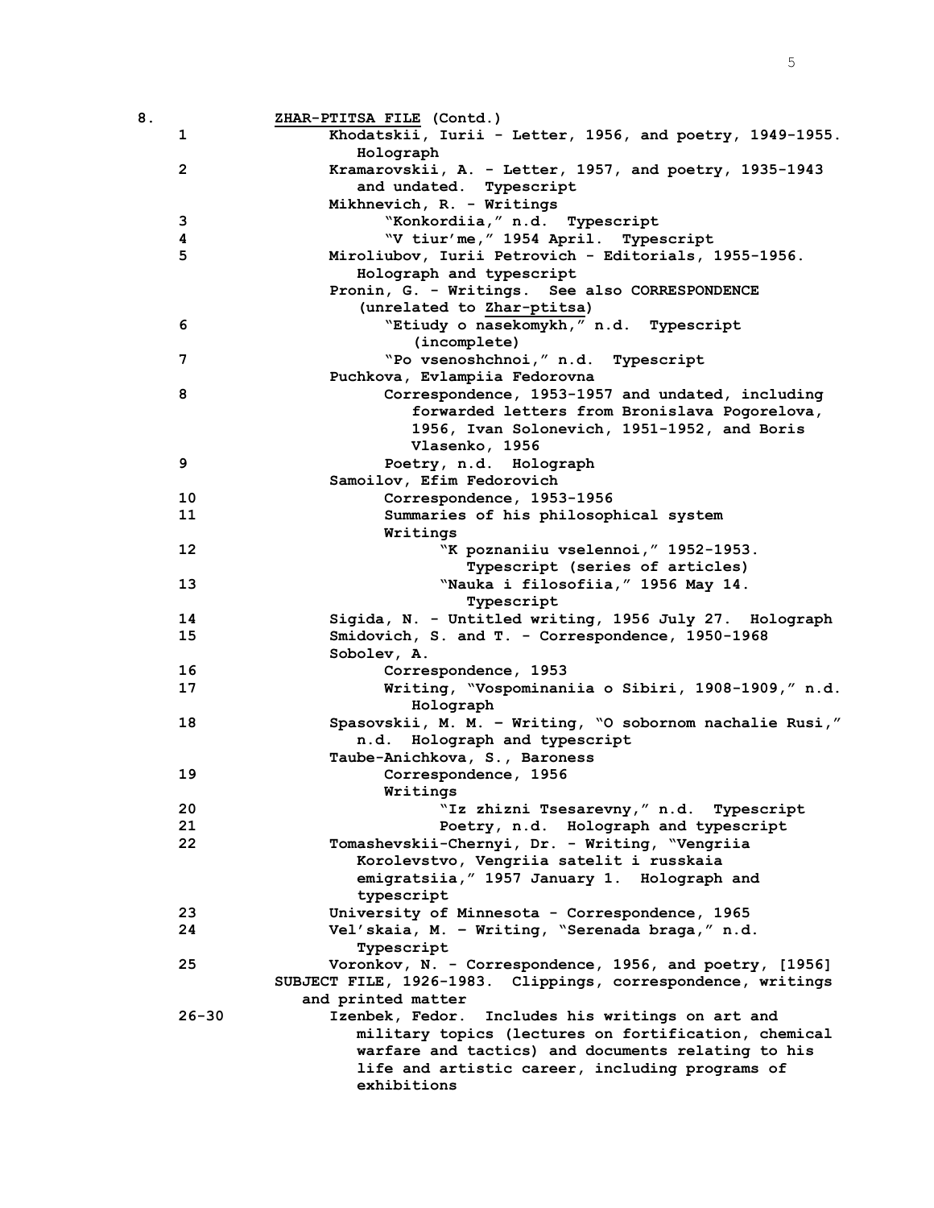8. **ZHAR-PTITSA FILE** (Contd.)

| | |
|---|---|
| 1 | Khodatskii, Iurii - Letter, 1956, and poetry, 1949-1955. Holograph |
| 2 | Kramarovskii, A. - Letter, 1957, and poetry, 1935-1943 and undated. Typescript |
| | Mikhnevich, R. - Writings |
| 3 | "Konkordiia," n.d. Typescript |
| 4 | "V tiur'me," 1954 April. Typescript |
| 5 | Miroliubov, Iurii Petrovich - Editorials, 1955-1956. Holograph and typescript |
| | Pronin, G. - Writings. See also CORRESPONDENCE (unrelated to Zhar-ptitsa) |
| 6 | "Etiudy o nasekomykh," n.d. Typescript (incomplete) |
| 7 | "Po vsenoshchnoi," n.d. Typescript |
| | Puchkova, Evlampiia Fedorovna |
| 8 | Correspondence, 1953-1957 and undated, including forwarded letters from Bronislava Pogorelova, 1956, Ivan Solonevich, 1951-1952, and Boris Vlasenko, 1956 |
| 9 | Poetry, n.d. Holograph |
| | Samoilov, Efim Fedorovich |
| 10 | Correspondence, 1953-1956 |
| 11 | Summaries of his philosophical system |
| | Writings |
| 12 | "K poznaniiu vselennoi," 1952-1953. Typescript (series of articles) |
| 13 | "Nauka i filosofiia," 1956 May 14. Typescript |
| 14 | Sigida, N. - Untitled writing, 1956 July 27. Holograph |
| 15 | Smidovich, S. and T. - Correspondence, 1950-1968 |
| | Sobolev, A. |
| 16 | Correspondence, 1953 |
| 17 | Writing, "Vospominaniia o Sibiri, 1908-1909," n.d. Holograph |
| 18 | Spasovskii, M. M. – Writing, "O sobornom nachalie Rusi," n.d. Holograph and typescript |
| | Taube-Anichkova, S., Baroness |
| 19 | Correspondence, 1956 |
| | Writings |
| 20 | "Iz zhizni Tsesarevny," n.d. Typescript |
| 21 | Poetry, n.d. Holograph and typescript |
| 22 | Tomashevskii-Chernyi, Dr. - Writing, "Vengriia Korolevstvo, Vengriia satelit i russkaia emigratsiia," 1957 January 1. Holograph and typescript |
| 23 | University of Minnesota - Correspondence, 1965 |
| 24 | Vel'skaia, M. – Writing, "Serenada braga," n.d. Typescript |
| 25 | Voronkov, N. - Correspondence, 1956, and poetry, [1956] |

**SUBJECT FILE, 1926-1983.** Clippings, correspondence, writings and printed matter

| | |
|---|---|
| 26-30 | Izenbek, Fedor. Includes his writings on art and military topics (lectures on fortification, chemical warfare and tactics) and documents relating to his life and artistic career, including programs of exhibitions |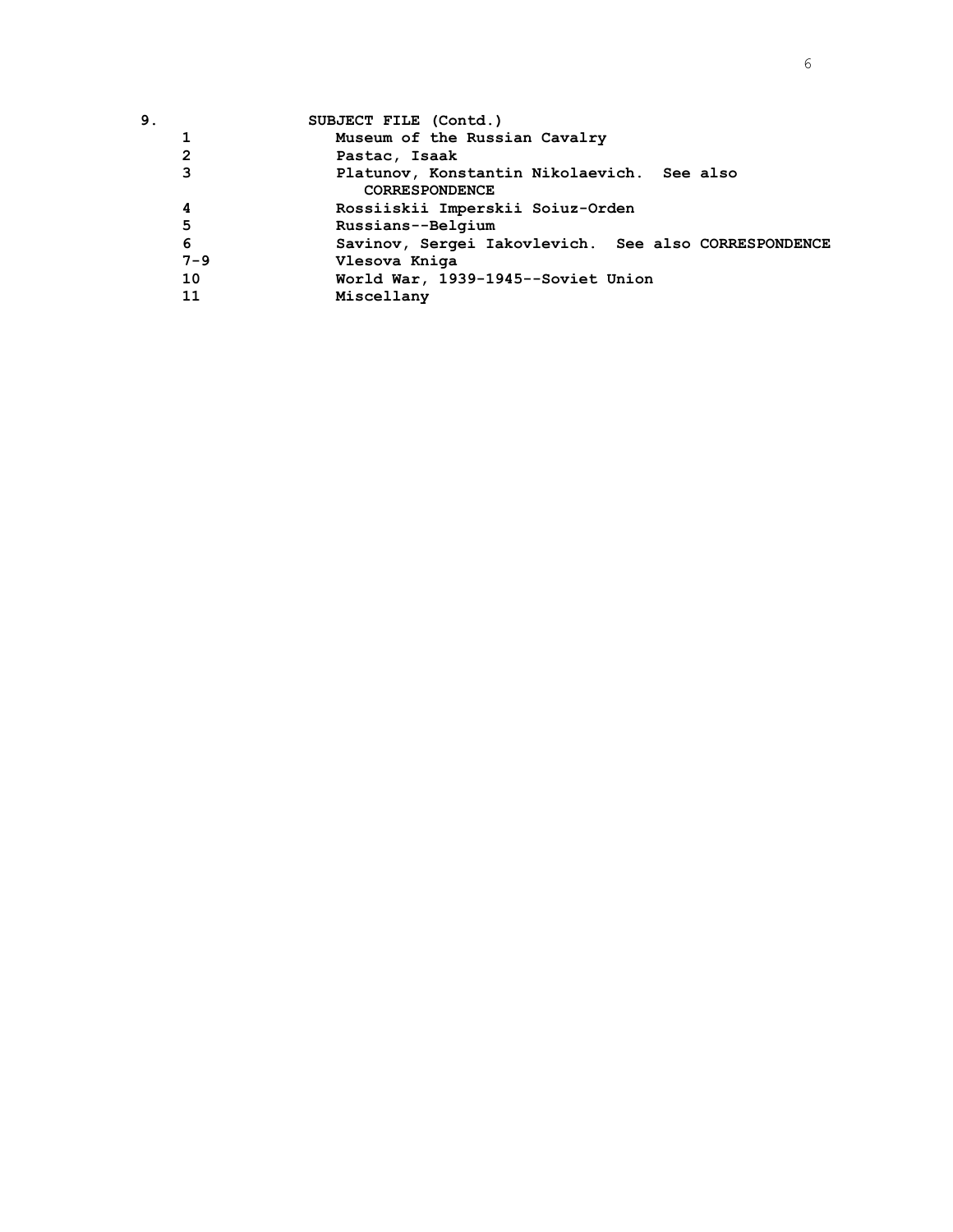| | | |
|---|---|---|
| 9. | | SUBJECT FILE (Contd.) |
| | 1 | Museum of the Russian Cavalry |
| | 2 | Pastac, Isaak |
| | 3 | Platunov, Konstantin Nikolaevich. See also CORRESPONDENCE |
| | 4 | Rossiiskii Imperskii Soiuz-Orden |
| | 5 | Russians--Belgium |
| | 6 | Savinov, Sergei Iakovlevich. See also CORRESPONDENCE |
| | 7-9 | Vlesova Kniga |
| | 10 | World War, 1939-1945--Soviet Union |
| | 11 | Miscellany |